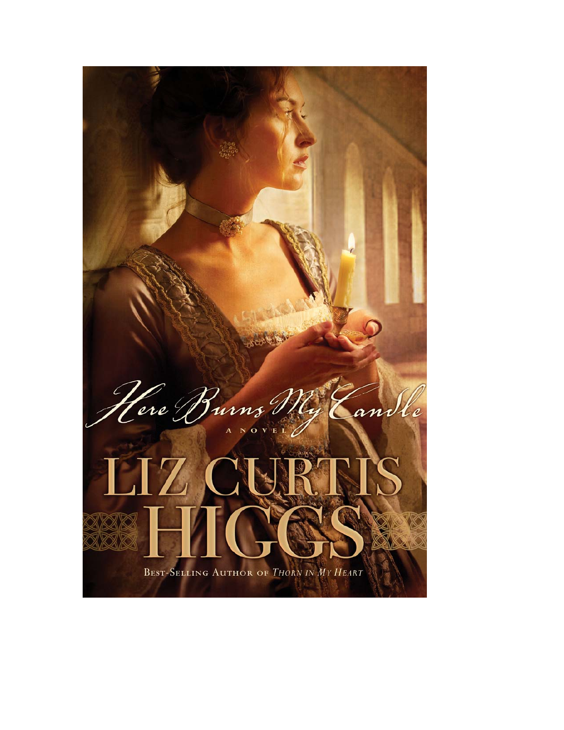# Here Burns My Candle

A NOVEL

# LIZ CURTIS HIGGS

BEST-SELLING AUTHOR OF *THORN IN MY HEART*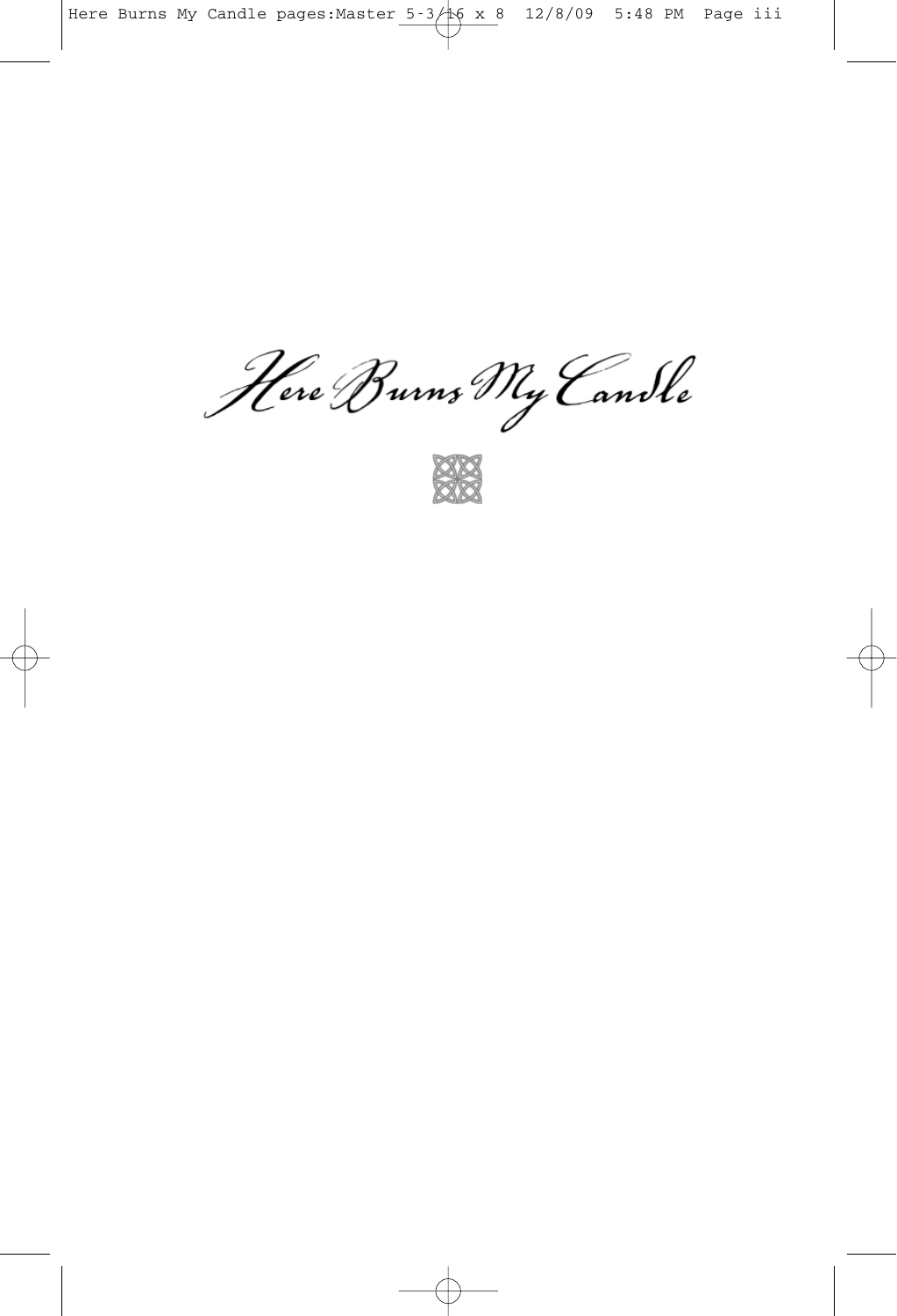# Here Burns My Candle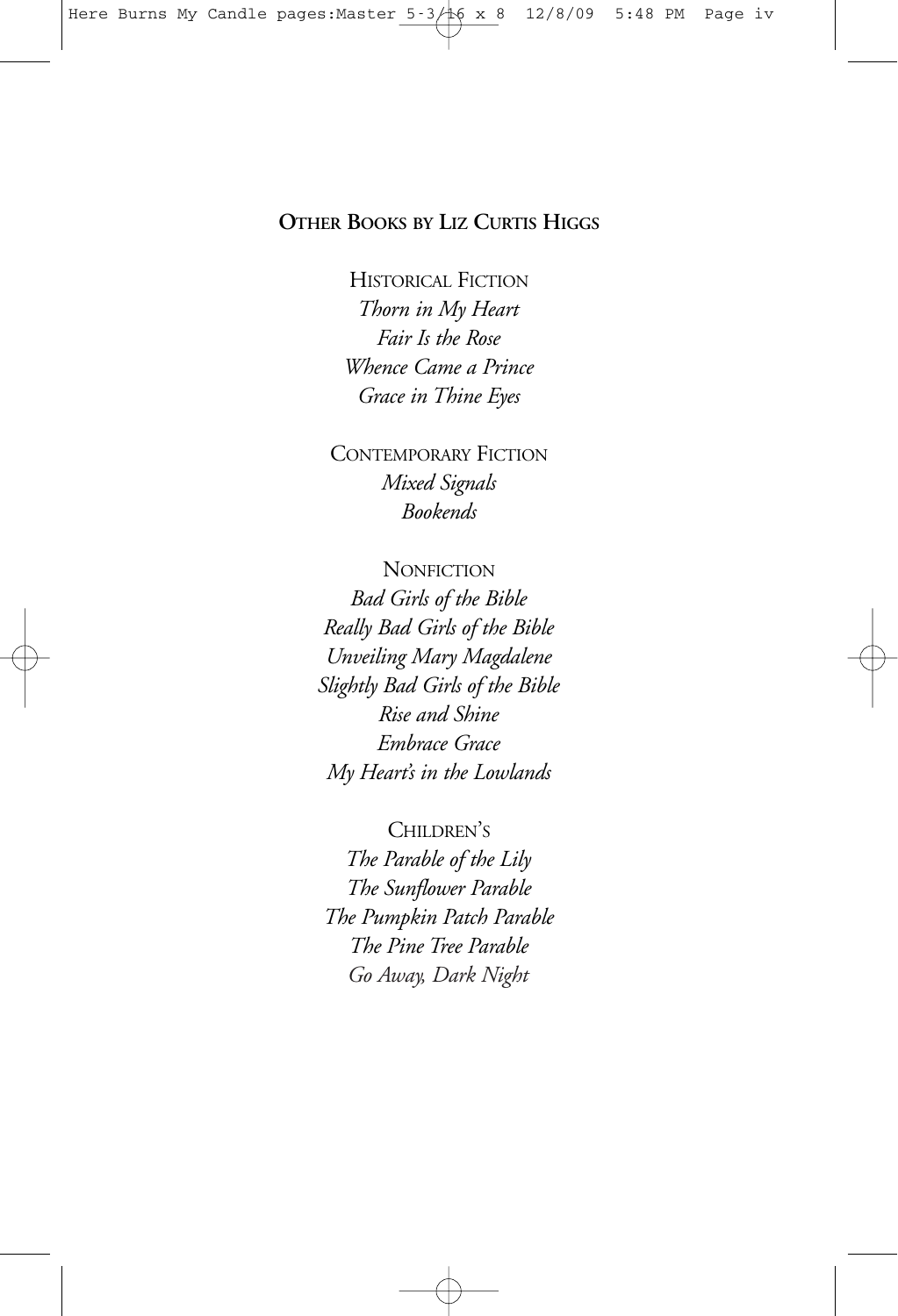## Other Books by Liz Curtis Higgs

Historical Fiction

*Thorn in My Heart*
*Fair Is the Rose*
*Whence Came a Prince*
*Grace in Thine Eyes*

Contemporary Fiction

*Mixed Signals*
*Bookends*

Nonfiction

*Bad Girls of the Bible*
*Really Bad Girls of the Bible*
*Unveiling Mary Magdalene*
*Slightly Bad Girls of the Bible*
*Rise and Shine*
*Embrace Grace*
*My Heart's in the Lowlands*

Children's

*The Parable of the Lily*
*The Sunflower Parable*
*The Pumpkin Patch Parable*
*The Pine Tree Parable*
*Go Away, Dark Night*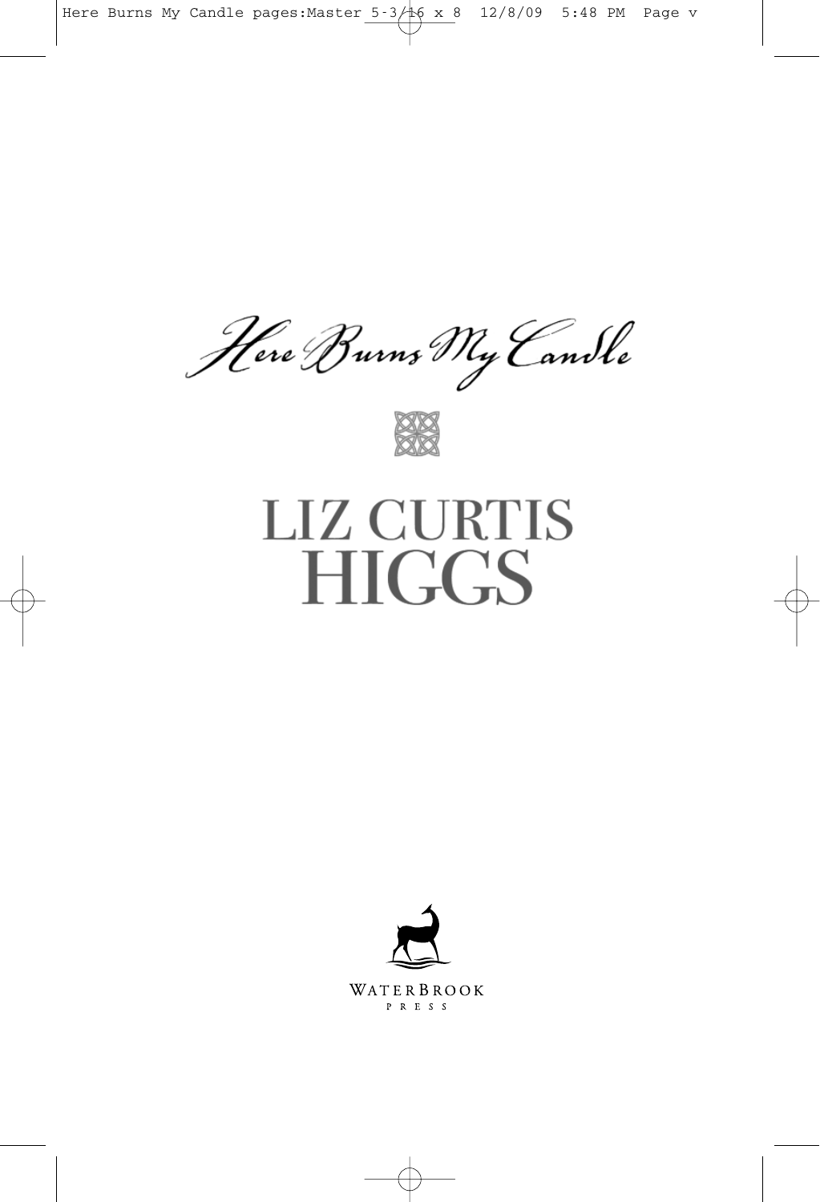# Here Burns My Candle

## LIZ CURTIS HIGGS

WATERBROOK PRESS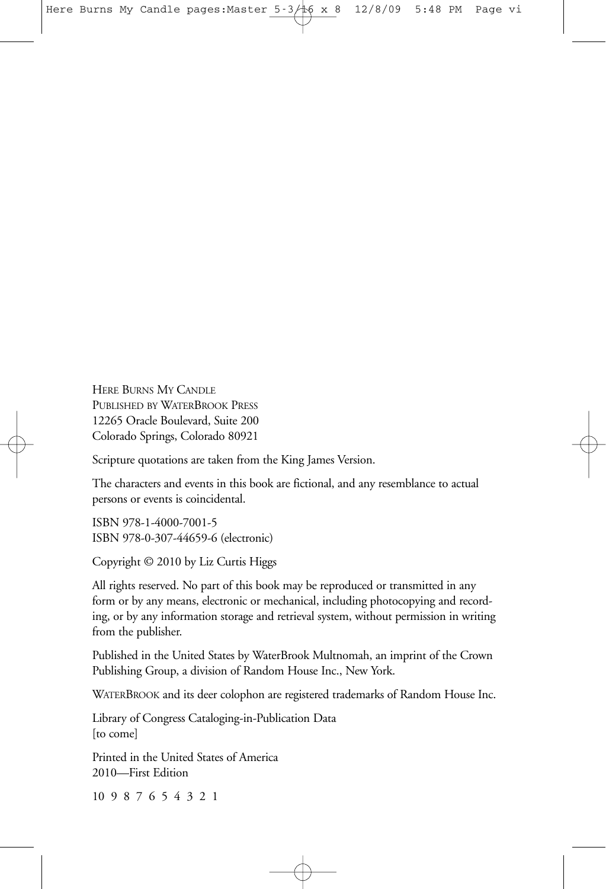HERE BURNS MY CANDLE
PUBLISHED BY WATERBROOK PRESS
12265 Oracle Boulevard, Suite 200
Colorado Springs, Colorado 80921

Scripture quotations are taken from the King James Version.

The characters and events in this book are fictional, and any resemblance to actual persons or events is coincidental.

ISBN 978-1-4000-7001-5
ISBN 978-0-307-44659-6 (electronic)

Copyright © 2010 by Liz Curtis Higgs

All rights reserved. No part of this book may be reproduced or transmitted in any form or by any means, electronic or mechanical, including photocopying and recording, or by any information storage and retrieval system, without permission in writing from the publisher.

Published in the United States by WaterBrook Multnomah, an imprint of the Crown Publishing Group, a division of Random House Inc., New York.

WATERBROOK and its deer colophon are registered trademarks of Random House Inc.

Library of Congress Cataloging-in-Publication Data
[to come]

Printed in the United States of America
2010—First Edition

10 9 8 7 6 5 4 3 2 1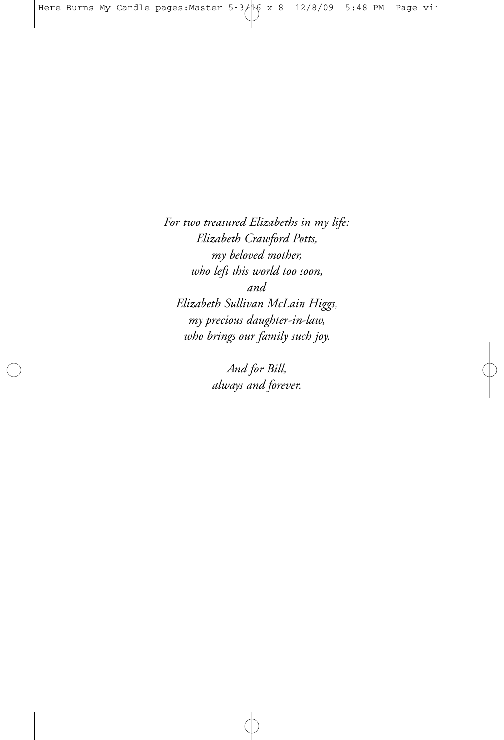*For two treasured Elizabeths in my life:*
*Elizabeth Crawford Potts,*
*my beloved mother,*
*who left this world too soon,*
*and*
*Elizabeth Sullivan McLain Higgs,*
*my precious daughter-in-law,*
*who brings our family such joy.*

*And for Bill,*
*always and forever.*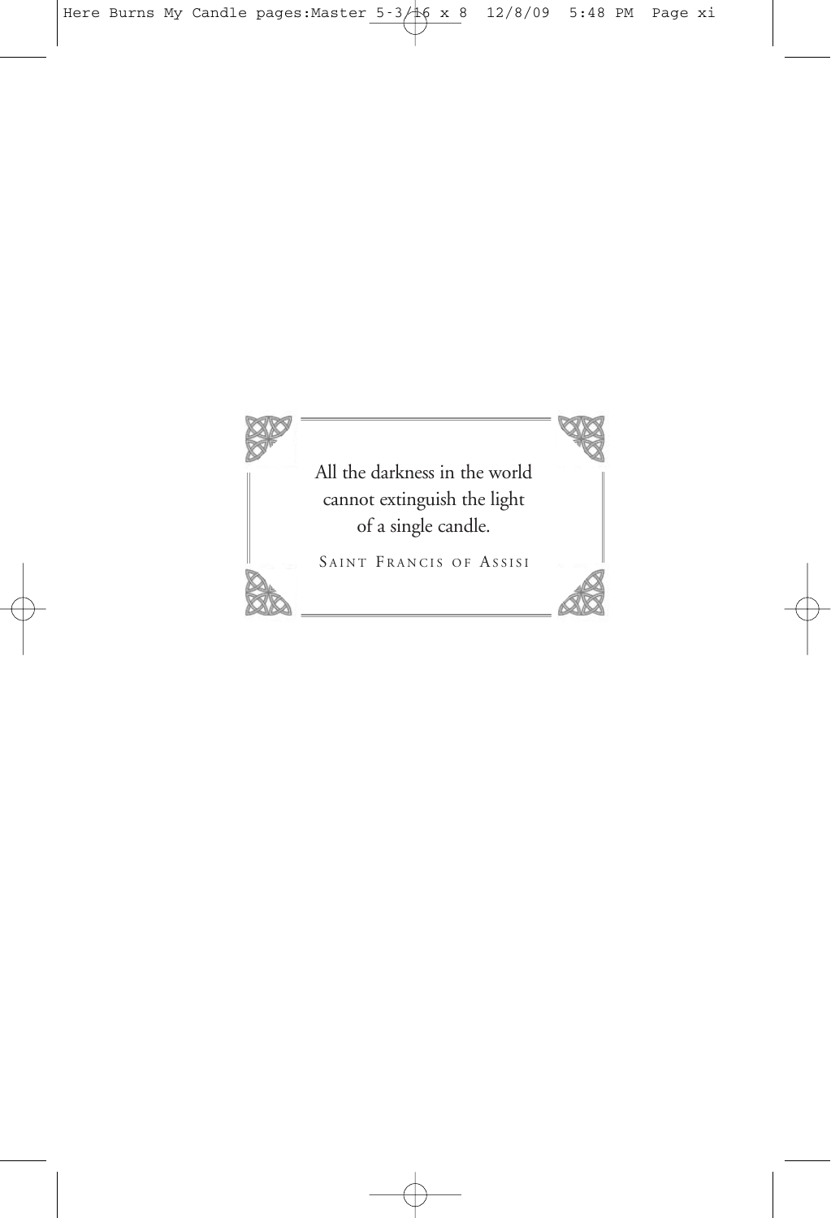All the darkness in the world
cannot extinguish the light
of a single candle.

SAINT FRANCIS OF ASSISI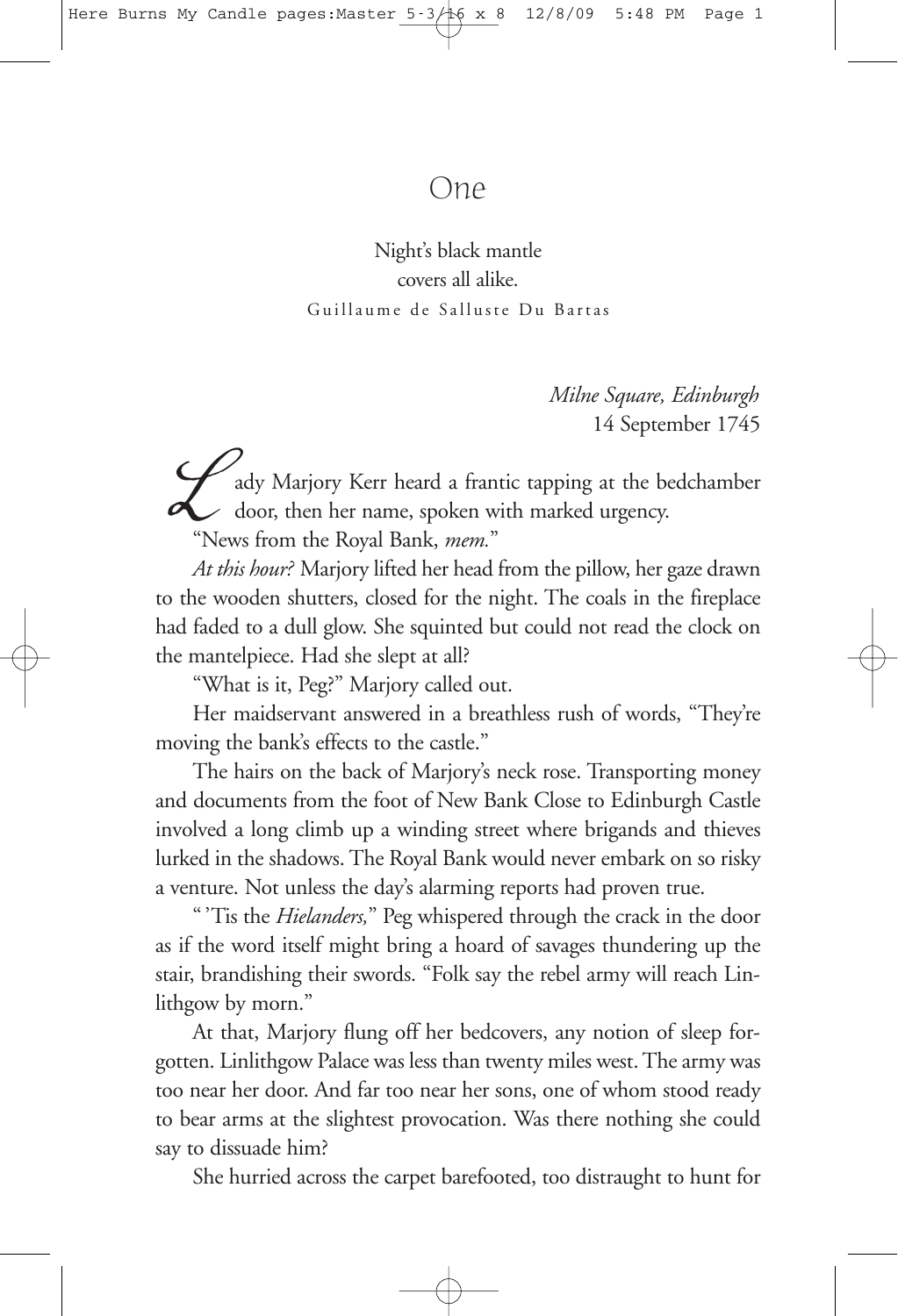# One

Night's black mantle
covers all alike.
Guillaume de Salluste Du Bartas

*Milne Square, Edinburgh*
14 September 1745

Lady Marjory Kerr heard a frantic tapping at the bedchamber door, then her name, spoken with marked urgency.

"News from the Royal Bank, *mem.*"

*At this hour?* Marjory lifted her head from the pillow, her gaze drawn to the wooden shutters, closed for the night. The coals in the fireplace had faded to a dull glow. She squinted but could not read the clock on the mantelpiece. Had she slept at all?

"What is it, Peg?" Marjory called out.

Her maidservant answered in a breathless rush of words, "They're moving the bank's effects to the castle."

The hairs on the back of Marjory's neck rose. Transporting money and documents from the foot of New Bank Close to Edinburgh Castle involved a long climb up a winding street where brigands and thieves lurked in the shadows. The Royal Bank would never embark on so risky a venture. Not unless the day's alarming reports had proven true.

"'Tis the *Hielanders,*" Peg whispered through the crack in the door as if the word itself might bring a hoard of savages thundering up the stair, brandishing their swords. "Folk say the rebel army will reach Linlithgow by morn."

At that, Marjory flung off her bedcovers, any notion of sleep forgotten. Linlithgow Palace was less than twenty miles west. The army was too near her door. And far too near her sons, one of whom stood ready to bear arms at the slightest provocation. Was there nothing she could say to dissuade him?

She hurried across the carpet barefooted, too distraught to hunt for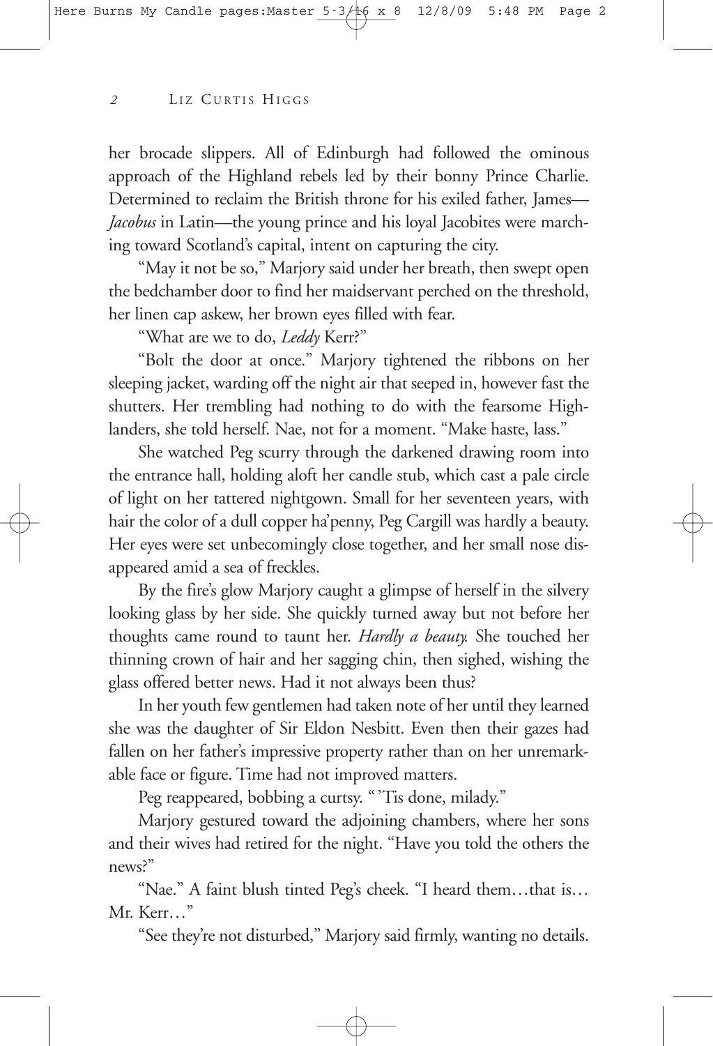her brocade slippers. All of Edinburgh had followed the ominous approach of the Highland rebels led by their bonny Prince Charlie. Determined to reclaim the British throne for his exiled father, James—*Jacobus* in Latin—the young prince and his loyal Jacobites were marching toward Scotland's capital, intent on capturing the city.

"May it not be so," Marjory said under her breath, then swept open the bedchamber door to find her maidservant perched on the threshold, her linen cap askew, her brown eyes filled with fear.

"What are we to do, *Leddy* Kerr?"

"Bolt the door at once." Marjory tightened the ribbons on her sleeping jacket, warding off the night air that seeped in, however fast the shutters. Her trembling had nothing to do with the fearsome Highlanders, she told herself. Nae, not for a moment. "Make haste, lass."

She watched Peg scurry through the darkened drawing room into the entrance hall, holding aloft her candle stub, which cast a pale circle of light on her tattered nightgown. Small for her seventeen years, with hair the color of a dull copper ha'penny, Peg Cargill was hardly a beauty. Her eyes were set unbecomingly close together, and her small nose disappeared amid a sea of freckles.

By the fire's glow Marjory caught a glimpse of herself in the silvery looking glass by her side. She quickly turned away but not before her thoughts came round to taunt her. *Hardly a beauty.* She touched her thinning crown of hair and her sagging chin, then sighed, wishing the glass offered better news. Had it not always been thus?

In her youth few gentlemen had taken note of her until they learned she was the daughter of Sir Eldon Nesbitt. Even then their gazes had fallen on her father's impressive property rather than on her unremarkable face or figure. Time had not improved matters.

Peg reappeared, bobbing a curtsy. "'Tis done, milady."

Marjory gestured toward the adjoining chambers, where her sons and their wives had retired for the night. "Have you told the others the news?"

"Nae." A faint blush tinted Peg's cheek. "I heard them…that is… Mr. Kerr…"

"See they're not disturbed," Marjory said firmly, wanting no details.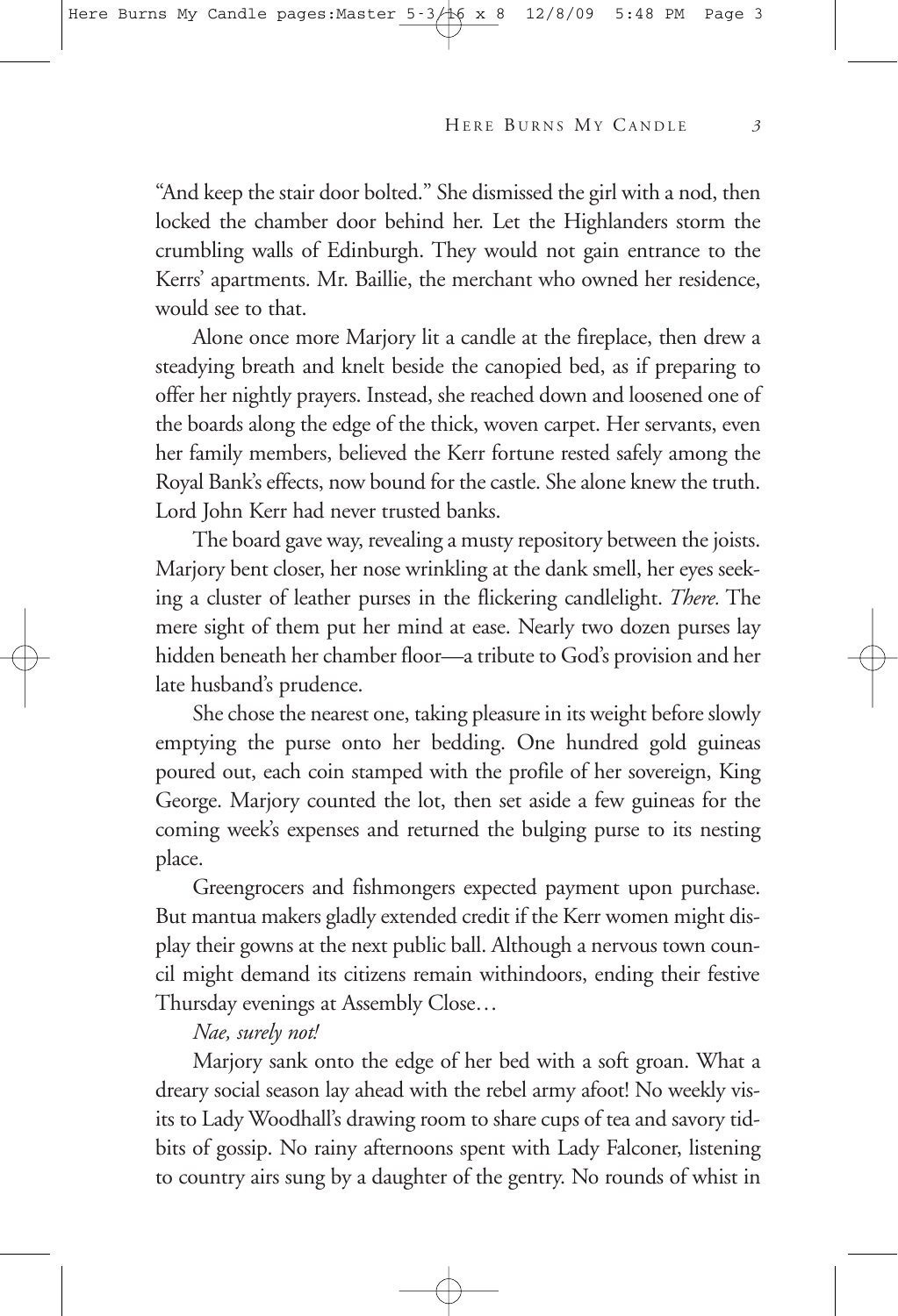"And keep the stair door bolted." She dismissed the girl with a nod, then locked the chamber door behind her. Let the Highlanders storm the crumbling walls of Edinburgh. They would not gain entrance to the Kerrs' apartments. Mr. Baillie, the merchant who owned her residence, would see to that.

Alone once more Marjory lit a candle at the fireplace, then drew a steadying breath and knelt beside the canopied bed, as if preparing to offer her nightly prayers. Instead, she reached down and loosened one of the boards along the edge of the thick, woven carpet. Her servants, even her family members, believed the Kerr fortune rested safely among the Royal Bank's effects, now bound for the castle. She alone knew the truth. Lord John Kerr had never trusted banks.

The board gave way, revealing a musty repository between the joists. Marjory bent closer, her nose wrinkling at the dank smell, her eyes seeking a cluster of leather purses in the flickering candlelight. *There.* The mere sight of them put her mind at ease. Nearly two dozen purses lay hidden beneath her chamber floor—a tribute to God's provision and her late husband's prudence.

She chose the nearest one, taking pleasure in its weight before slowly emptying the purse onto her bedding. One hundred gold guineas poured out, each coin stamped with the profile of her sovereign, King George. Marjory counted the lot, then set aside a few guineas for the coming week's expenses and returned the bulging purse to its nesting place.

Greengrocers and fishmongers expected payment upon purchase. But mantua makers gladly extended credit if the Kerr women might display their gowns at the next public ball. Although a nervous town council might demand its citizens remain withindoors, ending their festive Thursday evenings at Assembly Close…

*Nae, surely not!*

Marjory sank onto the edge of her bed with a soft groan. What a dreary social season lay ahead with the rebel army afoot! No weekly visits to Lady Woodhall's drawing room to share cups of tea and savory tidbits of gossip. No rainy afternoons spent with Lady Falconer, listening to country airs sung by a daughter of the gentry. No rounds of whist in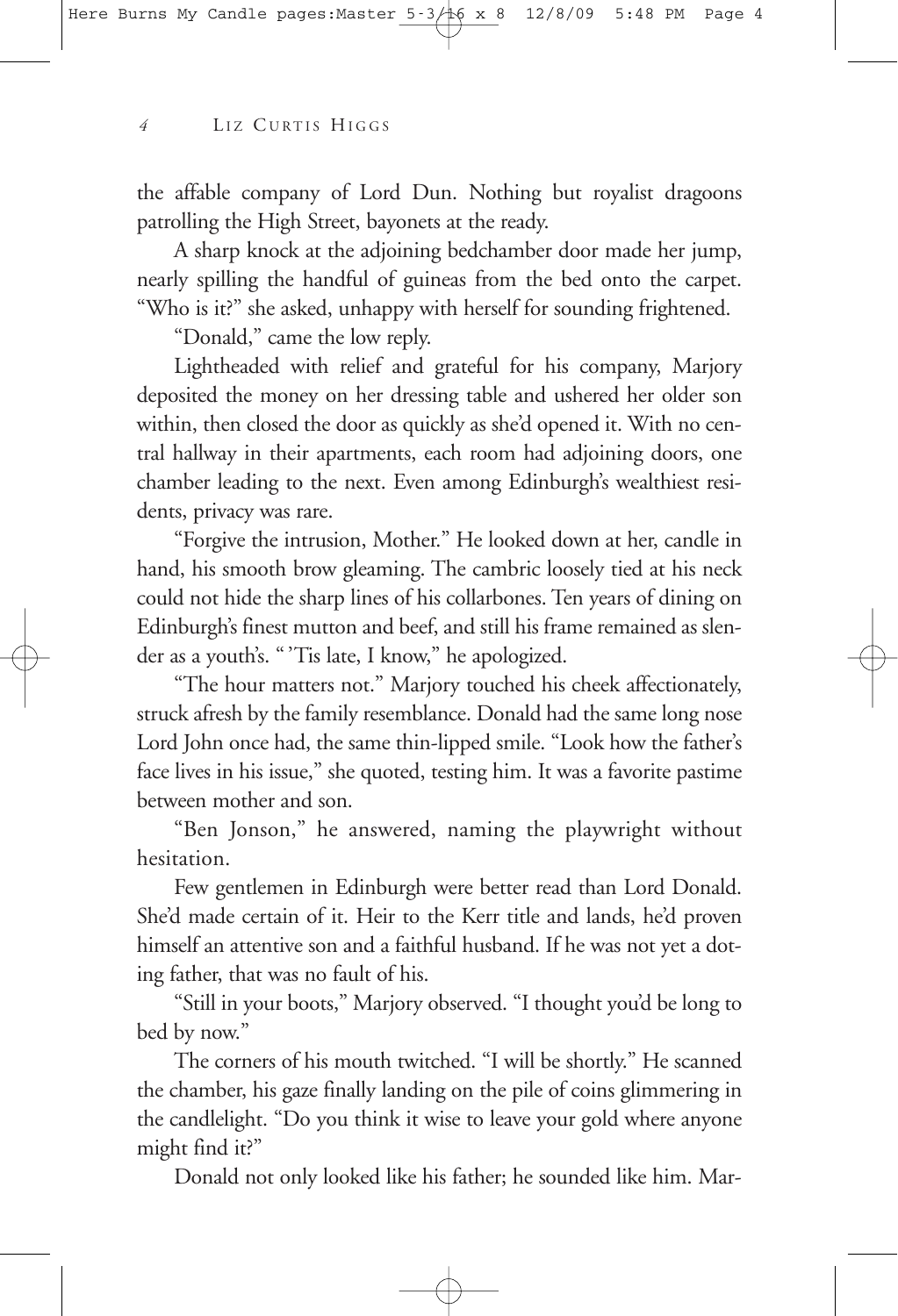the affable company of Lord Dun. Nothing but royalist dragoons patrolling the High Street, bayonets at the ready.

A sharp knock at the adjoining bedchamber door made her jump, nearly spilling the handful of guineas from the bed onto the carpet. "Who is it?" she asked, unhappy with herself for sounding frightened.

"Donald," came the low reply.

Lightheaded with relief and grateful for his company, Marjory deposited the money on her dressing table and ushered her older son within, then closed the door as quickly as she'd opened it. With no central hallway in their apartments, each room had adjoining doors, one chamber leading to the next. Even among Edinburgh's wealthiest residents, privacy was rare.

"Forgive the intrusion, Mother." He looked down at her, candle in hand, his smooth brow gleaming. The cambric loosely tied at his neck could not hide the sharp lines of his collarbones. Ten years of dining on Edinburgh's finest mutton and beef, and still his frame remained as slender as a youth's. "'Tis late, I know," he apologized.

"The hour matters not." Marjory touched his cheek affectionately, struck afresh by the family resemblance. Donald had the same long nose Lord John once had, the same thin-lipped smile. "Look how the father's face lives in his issue," she quoted, testing him. It was a favorite pastime between mother and son.

"Ben Jonson," he answered, naming the playwright without hesitation.

Few gentlemen in Edinburgh were better read than Lord Donald. She'd made certain of it. Heir to the Kerr title and lands, he'd proven himself an attentive son and a faithful husband. If he was not yet a doting father, that was no fault of his.

"Still in your boots," Marjory observed. "I thought you'd be long to bed by now."

The corners of his mouth twitched. "I will be shortly." He scanned the chamber, his gaze finally landing on the pile of coins glimmering in the candlelight. "Do you think it wise to leave your gold where anyone might find it?"

Donald not only looked like his father; he sounded like him. Mar-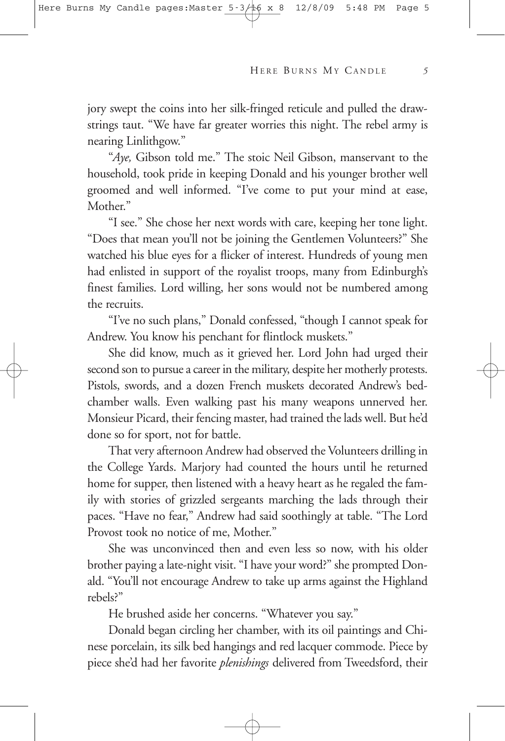jory swept the coins into her silk-fringed reticule and pulled the drawstrings taut. "We have far greater worries this night. The rebel army is nearing Linlithgow."

"*Aye,* Gibson told me." The stoic Neil Gibson, manservant to the household, took pride in keeping Donald and his younger brother well groomed and well informed. "I've come to put your mind at ease, Mother."

"I see." She chose her next words with care, keeping her tone light. "Does that mean you'll not be joining the Gentlemen Volunteers?" She watched his blue eyes for a flicker of interest. Hundreds of young men had enlisted in support of the royalist troops, many from Edinburgh's finest families. Lord willing, her sons would not be numbered among the recruits.

"I've no such plans," Donald confessed, "though I cannot speak for Andrew. You know his penchant for flintlock muskets."

She did know, much as it grieved her. Lord John had urged their second son to pursue a career in the military, despite her motherly protests. Pistols, swords, and a dozen French muskets decorated Andrew's bedchamber walls. Even walking past his many weapons unnerved her. Monsieur Picard, their fencing master, had trained the lads well. But he'd done so for sport, not for battle.

That very afternoon Andrew had observed the Volunteers drilling in the College Yards. Marjory had counted the hours until he returned home for supper, then listened with a heavy heart as he regaled the family with stories of grizzled sergeants marching the lads through their paces. "Have no fear," Andrew had said soothingly at table. "The Lord Provost took no notice of me, Mother."

She was unconvinced then and even less so now, with his older brother paying a late-night visit. "I have your word?" she prompted Donald. "You'll not encourage Andrew to take up arms against the Highland rebels?"

He brushed aside her concerns. "Whatever you say."

Donald began circling her chamber, with its oil paintings and Chinese porcelain, its silk bed hangings and red lacquer commode. Piece by piece she'd had her favorite *plenishings* delivered from Tweedsford, their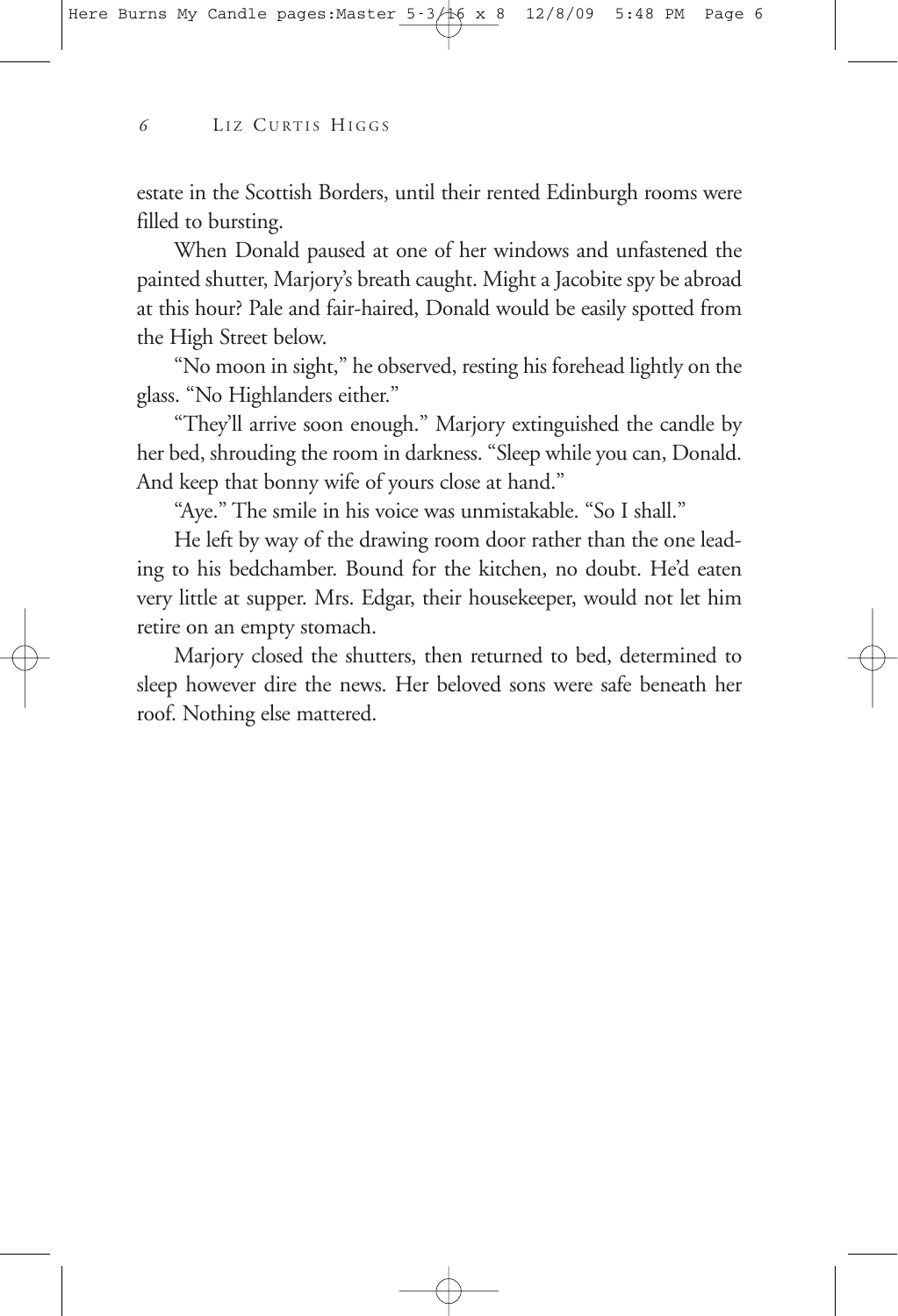estate in the Scottish Borders, until their rented Edinburgh rooms were filled to bursting.

When Donald paused at one of her windows and unfastened the painted shutter, Marjory's breath caught. Might a Jacobite spy be abroad at this hour? Pale and fair-haired, Donald would be easily spotted from the High Street below.

"No moon in sight," he observed, resting his forehead lightly on the glass. "No Highlanders either."

"They'll arrive soon enough." Marjory extinguished the candle by her bed, shrouding the room in darkness. "Sleep while you can, Donald. And keep that bonny wife of yours close at hand."

"Aye." The smile in his voice was unmistakable. "So I shall."

He left by way of the drawing room door rather than the one leading to his bedchamber. Bound for the kitchen, no doubt. He'd eaten very little at supper. Mrs. Edgar, their housekeeper, would not let him retire on an empty stomach.

Marjory closed the shutters, then returned to bed, determined to sleep however dire the news. Her beloved sons were safe beneath her roof. Nothing else mattered.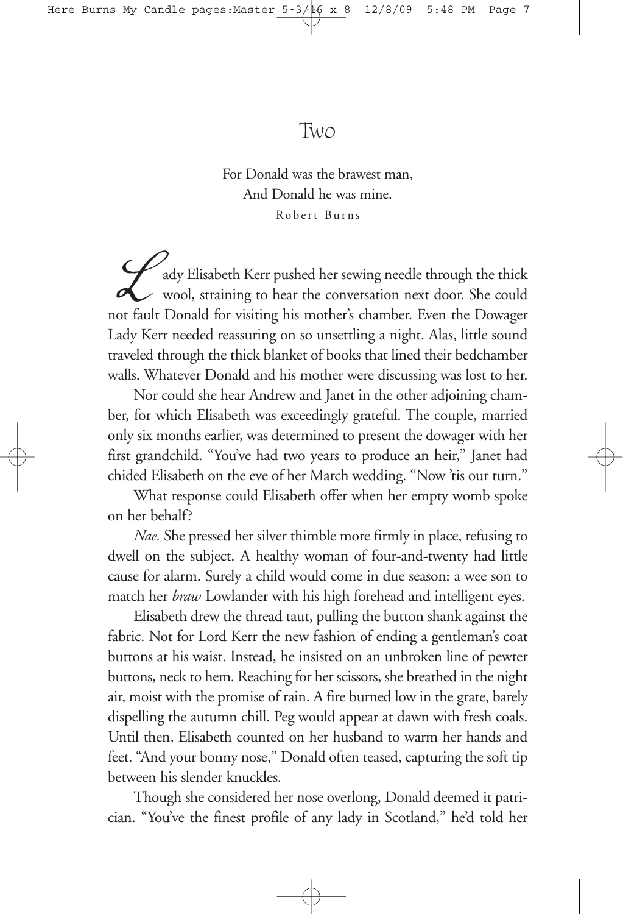# Two

For Donald was the brawest man,
And Donald he was mine.
Robert Burns

Lady Elisabeth Kerr pushed her sewing needle through the thick wool, straining to hear the conversation next door. She could not fault Donald for visiting his mother's chamber. Even the Dowager Lady Kerr needed reassuring on so unsettling a night. Alas, little sound traveled through the thick blanket of books that lined their bedchamber walls. Whatever Donald and his mother were discussing was lost to her.

Nor could she hear Andrew and Janet in the other adjoining chamber, for which Elisabeth was exceedingly grateful. The couple, married only six months earlier, was determined to present the dowager with her first grandchild. "You've had two years to produce an heir," Janet had chided Elisabeth on the eve of her March wedding. "Now 'tis our turn."

What response could Elisabeth offer when her empty womb spoke on her behalf?

*Nae.* She pressed her silver thimble more firmly in place, refusing to dwell on the subject. A healthy woman of four-and-twenty had little cause for alarm. Surely a child would come in due season: a wee son to match her *braw* Lowlander with his high forehead and intelligent eyes.

Elisabeth drew the thread taut, pulling the button shank against the fabric. Not for Lord Kerr the new fashion of ending a gentleman's coat buttons at his waist. Instead, he insisted on an unbroken line of pewter buttons, neck to hem. Reaching for her scissors, she breathed in the night air, moist with the promise of rain. A fire burned low in the grate, barely dispelling the autumn chill. Peg would appear at dawn with fresh coals. Until then, Elisabeth counted on her husband to warm her hands and feet. "And your bonny nose," Donald often teased, capturing the soft tip between his slender knuckles.

Though she considered her nose overlong, Donald deemed it patrician. "You've the finest profile of any lady in Scotland," he'd told her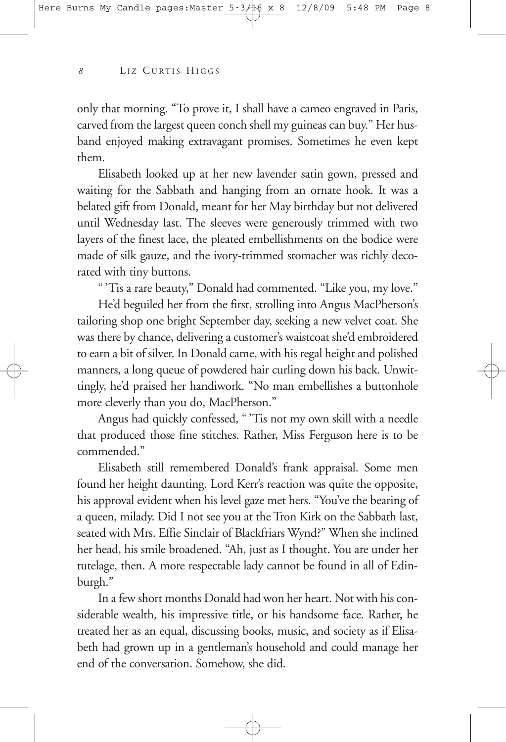only that morning. "To prove it, I shall have a cameo engraved in Paris, carved from the largest queen conch shell my guineas can buy." Her husband enjoyed making extravagant promises. Sometimes he even kept them.

Elisabeth looked up at her new lavender satin gown, pressed and waiting for the Sabbath and hanging from an ornate hook. It was a belated gift from Donald, meant for her May birthday but not delivered until Wednesday last. The sleeves were generously trimmed with two layers of the finest lace, the pleated embellishments on the bodice were made of silk gauze, and the ivory-trimmed stomacher was richly decorated with tiny buttons.

" 'Tis a rare beauty," Donald had commented. "Like you, my love."

He'd beguiled her from the first, strolling into Angus MacPherson's tailoring shop one bright September day, seeking a new velvet coat. She was there by chance, delivering a customer's waistcoat she'd embroidered to earn a bit of silver. In Donald came, with his regal height and polished manners, a long queue of powdered hair curling down his back. Unwittingly, he'd praised her handiwork. "No man embellishes a buttonhole more cleverly than you do, MacPherson."

Angus had quickly confessed, " 'Tis not my own skill with a needle that produced those fine stitches. Rather, Miss Ferguson here is to be commended."

Elisabeth still remembered Donald's frank appraisal. Some men found her height daunting. Lord Kerr's reaction was quite the opposite, his approval evident when his level gaze met hers. "You've the bearing of a queen, milady. Did I not see you at the Tron Kirk on the Sabbath last, seated with Mrs. Effie Sinclair of Blackfriars Wynd?" When she inclined her head, his smile broadened. "Ah, just as I thought. You are under her tutelage, then. A more respectable lady cannot be found in all of Edinburgh."

In a few short months Donald had won her heart. Not with his considerable wealth, his impressive title, or his handsome face. Rather, he treated her as an equal, discussing books, music, and society as if Elisabeth had grown up in a gentleman's household and could manage her end of the conversation. Somehow, she did.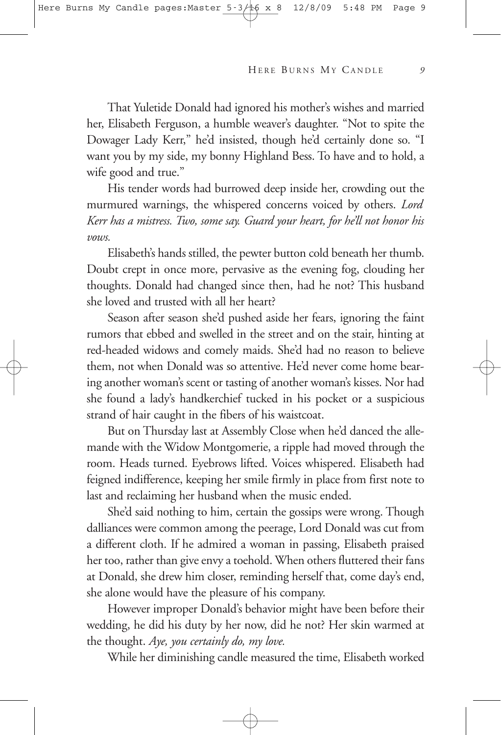That Yuletide Donald had ignored his mother's wishes and married her, Elisabeth Ferguson, a humble weaver's daughter. "Not to spite the Dowager Lady Kerr," he'd insisted, though he'd certainly done so. "I want you by my side, my bonny Highland Bess. To have and to hold, a wife good and true."

His tender words had burrowed deep inside her, crowding out the murmured warnings, the whispered concerns voiced by others. *Lord Kerr has a mistress. Two, some say. Guard your heart, for he'll not honor his vows.*

Elisabeth's hands stilled, the pewter button cold beneath her thumb. Doubt crept in once more, pervasive as the evening fog, clouding her thoughts. Donald had changed since then, had he not? This husband she loved and trusted with all her heart?

Season after season she'd pushed aside her fears, ignoring the faint rumors that ebbed and swelled in the street and on the stair, hinting at red-headed widows and comely maids. She'd had no reason to believe them, not when Donald was so attentive. He'd never come home bearing another woman's scent or tasting of another woman's kisses. Nor had she found a lady's handkerchief tucked in his pocket or a suspicious strand of hair caught in the fibers of his waistcoat.

But on Thursday last at Assembly Close when he'd danced the allemande with the Widow Montgomerie, a ripple had moved through the room. Heads turned. Eyebrows lifted. Voices whispered. Elisabeth had feigned indifference, keeping her smile firmly in place from first note to last and reclaiming her husband when the music ended.

She'd said nothing to him, certain the gossips were wrong. Though dalliances were common among the peerage, Lord Donald was cut from a different cloth. If he admired a woman in passing, Elisabeth praised her too, rather than give envy a toehold. When others fluttered their fans at Donald, she drew him closer, reminding herself that, come day's end, she alone would have the pleasure of his company.

However improper Donald's behavior might have been before their wedding, he did his duty by her now, did he not? Her skin warmed at the thought. *Aye, you certainly do, my love.*

While her diminishing candle measured the time, Elisabeth worked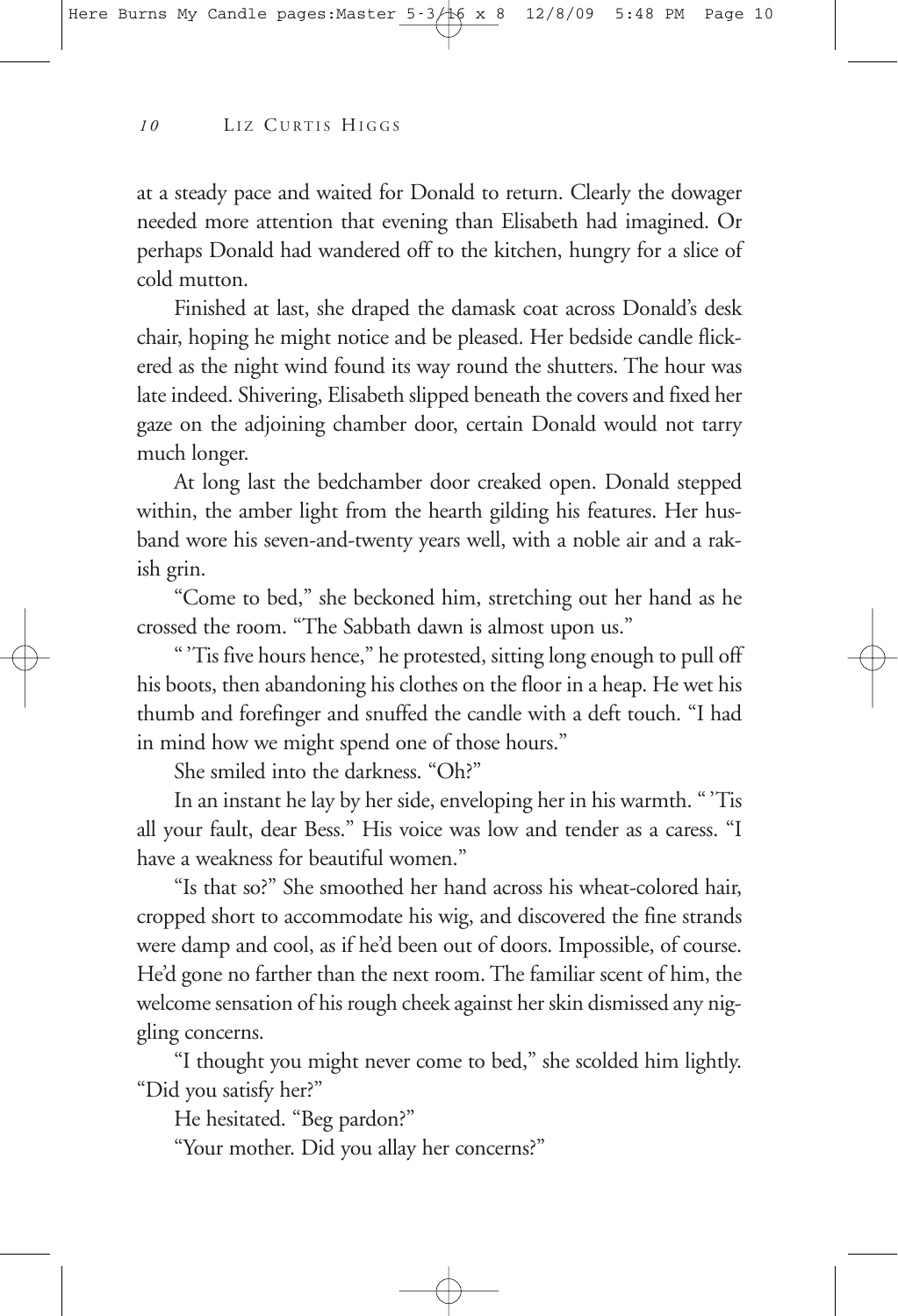at a steady pace and waited for Donald to return. Clearly the dowager needed more attention that evening than Elisabeth had imagined. Or perhaps Donald had wandered off to the kitchen, hungry for a slice of cold mutton.

Finished at last, she draped the damask coat across Donald's desk chair, hoping he might notice and be pleased. Her bedside candle flickered as the night wind found its way round the shutters. The hour was late indeed. Shivering, Elisabeth slipped beneath the covers and fixed her gaze on the adjoining chamber door, certain Donald would not tarry much longer.

At long last the bedchamber door creaked open. Donald stepped within, the amber light from the hearth gilding his features. Her husband wore his seven-and-twenty years well, with a noble air and a rakish grin.

"Come to bed," she beckoned him, stretching out her hand as he crossed the room. "The Sabbath dawn is almost upon us."

" 'Tis five hours hence," he protested, sitting long enough to pull off his boots, then abandoning his clothes on the floor in a heap. He wet his thumb and forefinger and snuffed the candle with a deft touch. "I had in mind how we might spend one of those hours."

She smiled into the darkness. "Oh?"

In an instant he lay by her side, enveloping her in his warmth. " 'Tis all your fault, dear Bess." His voice was low and tender as a caress. "I have a weakness for beautiful women."

"Is that so?" She smoothed her hand across his wheat-colored hair, cropped short to accommodate his wig, and discovered the fine strands were damp and cool, as if he'd been out of doors. Impossible, of course. He'd gone no farther than the next room. The familiar scent of him, the welcome sensation of his rough cheek against her skin dismissed any niggling concerns.

"I thought you might never come to bed," she scolded him lightly. "Did you satisfy her?"

He hesitated. "Beg pardon?"

"Your mother. Did you allay her concerns?"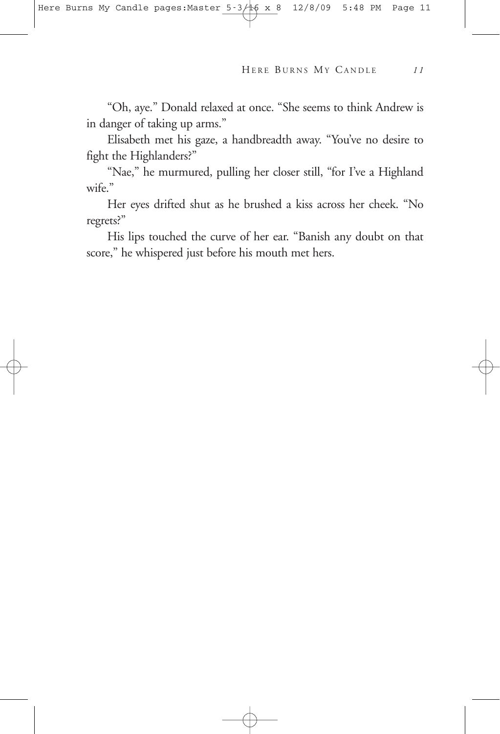"Oh, aye." Donald relaxed at once. "She seems to think Andrew is in danger of taking up arms."

Elisabeth met his gaze, a handbreadth away. "You've no desire to fight the Highlanders?"

"Nae," he murmured, pulling her closer still, "for I've a Highland wife."

Her eyes drifted shut as he brushed a kiss across her cheek. "No regrets?"

His lips touched the curve of her ear. "Banish any doubt on that score," he whispered just before his mouth met hers.